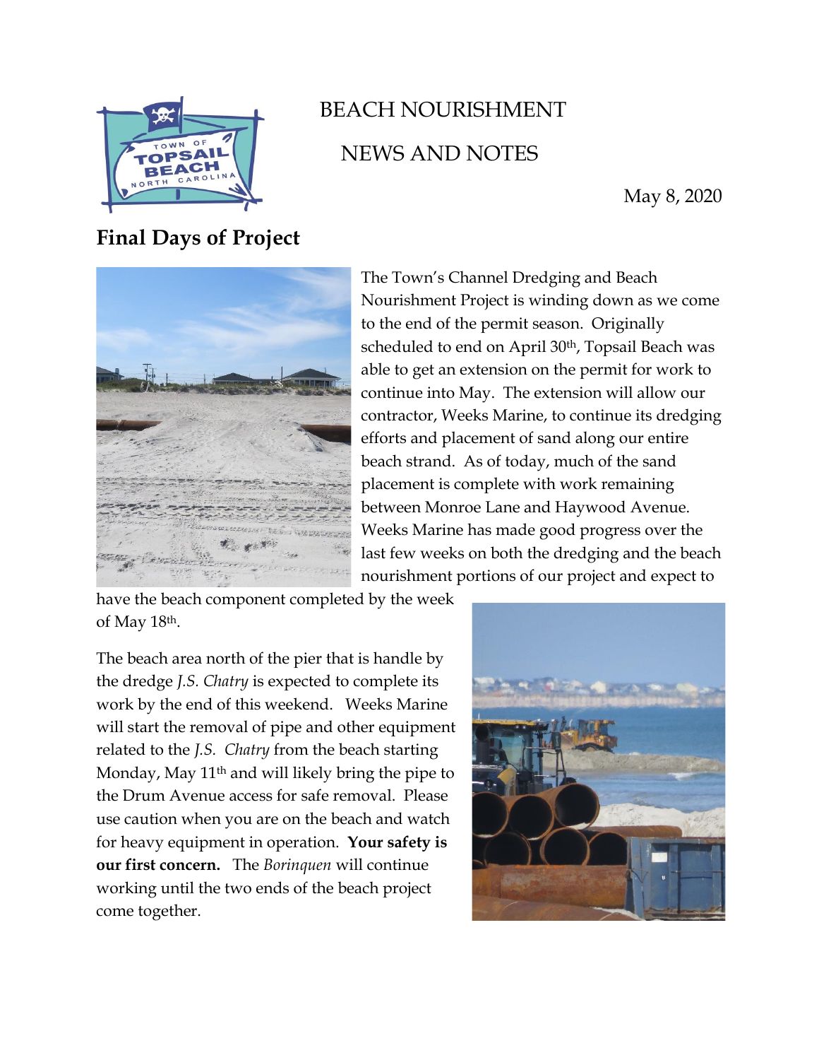# BEACH NOURISHMENT

# NEWS AND NOTES

May 8, 2020

## Final Days of Project

The Town's Channel Dredging and Beach Nourishment Project is winding down as we come to the end of the permit season. Originally scheduled to end on April 30th, Topsail Beach was able to get an extension on the permit for work to continue into May. The extension will allow our contractor, Weeks Marine, to continue its dredging efforts and placement of sand along our entire beach strand. As of today, much of the sand placement is complete with work remaining between Monroe Lane and Haywood Avenue. Weeks Marine has made good progress over the last few weeks on both the dredging and the beach nourishment portions of our project and expect to have the beach component completed by the week of May 18th.

The beach area north of the pier that is handle by the dredge *J.S. Chatry* is expected to complete its work by the end of this weekend. Weeks Marine will start the removal of pipe and other equipment related to the *J.S. Chatry* from the beach starting Monday, May 11th and will likely bring the pipe to the Drum Avenue access for safe removal. Please use caution when you are on the beach and watch for heavy equipment in operation. **Your safety is our first concern.** The *Borinquen* will continue working until the two ends of the beach project come together.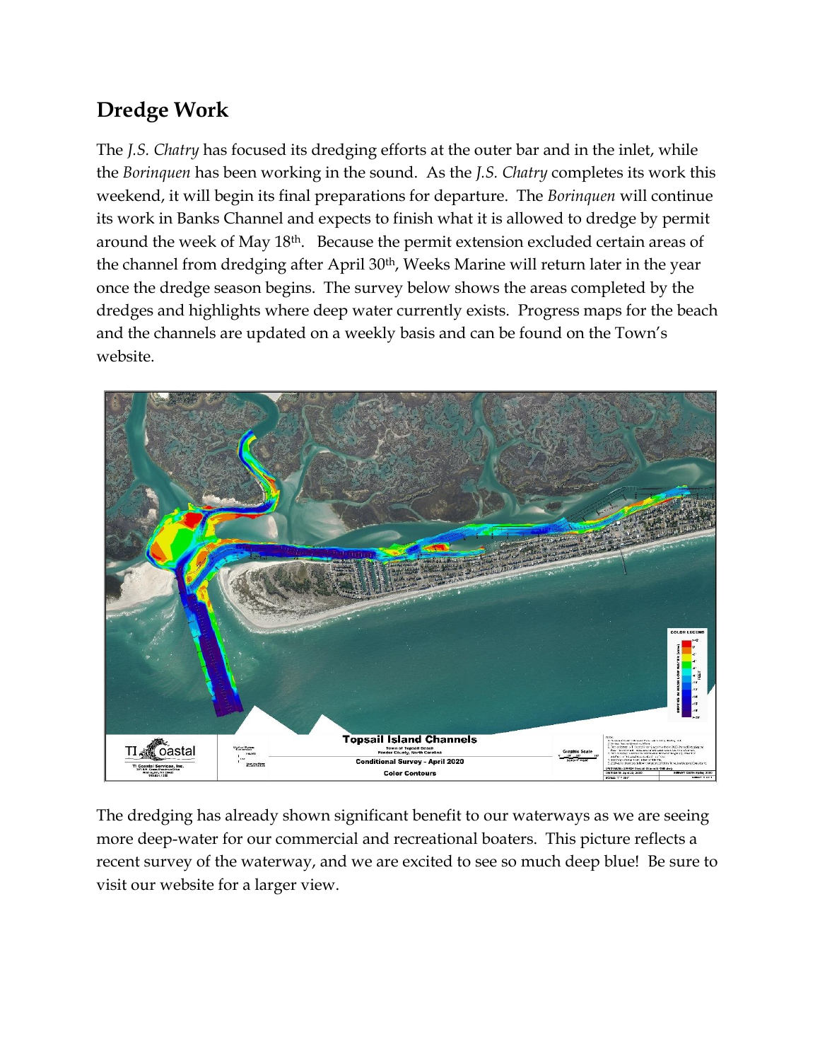## Dredge Work

The *J.S. Chatry* has focused its dredging efforts at the outer bar and in the inlet, while the *Borinquen* has been working in the sound. As the *J.S. Chatry* completes its work this weekend, it will begin its final preparations for departure. The *Borinquen* will continue its work in Banks Channel and expects to finish what it is allowed to dredge by permit around the week of May 18th. Because the permit extension excluded certain areas of the channel from dredging after April 30th, Weeks Marine will return later in the year once the dredge season begins. The survey below shows the areas completed by the dredges and highlights where deep water currently exists. Progress maps for the beach and the channels are updated on a weekly basis and can be found on the Town's website.

The dredging has already shown significant benefit to our waterways as we are seeing more deep-water for our commercial and recreational boaters. This picture reflects a recent survey of the waterway, and we are excited to see so much deep blue! Be sure to visit our website for a larger view.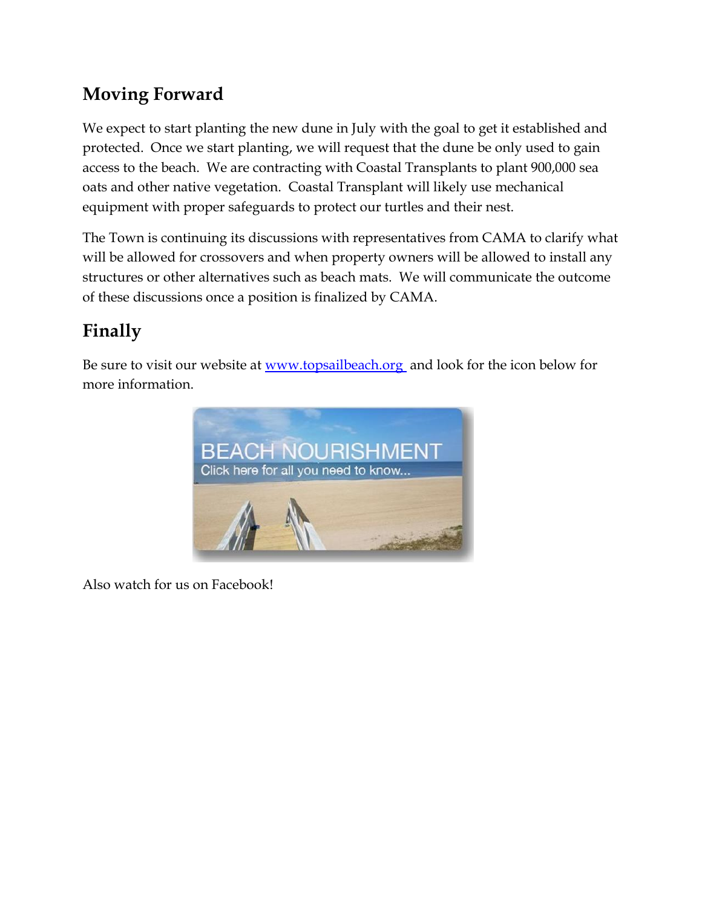## Moving Forward

We expect to start planting the new dune in July with the goal to get it established and protected. Once we start planting, we will request that the dune be only used to gain access to the beach. We are contracting with Coastal Transplants to plant 900,000 sea oats and other native vegetation. Coastal Transplant will likely use mechanical equipment with proper safeguards to protect our turtles and their nest.

The Town is continuing its discussions with representatives from CAMA to clarify what will be allowed for crossovers and when property owners will be allowed to install any structures or other alternatives such as beach mats. We will communicate the outcome of these discussions once a position is finalized by CAMA.

## Finally

Be sure to visit our website at [www.topsailbeach.org](http://www.topsailbeach.org) and look for the icon below for more information.

BEACH NOURISHMENT
Click here for all you need to know...

Also watch for us on Facebook!